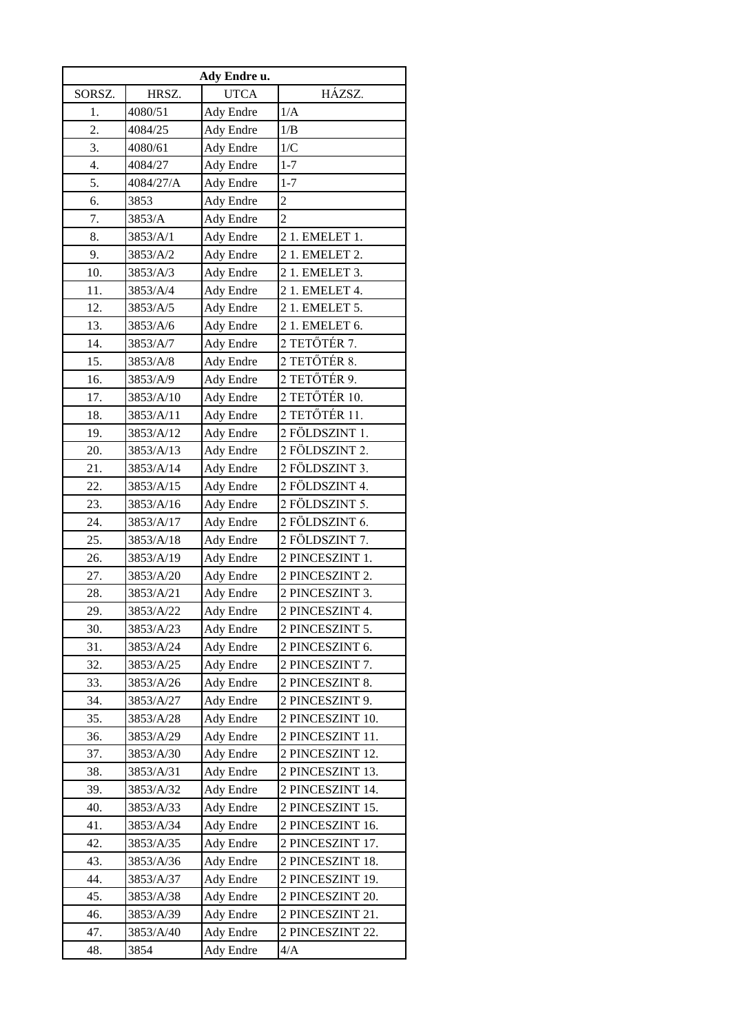| Ady Endre u. | | | |
|---|---|---|---|
| SORSZ. | HRSZ. | UTCA | HÁZSZ. |
| 1. | 4080/51 | Ady Endre | 1/A |
| 2. | 4084/25 | Ady Endre | 1/B |
| 3. | 4080/61 | Ady Endre | 1/C |
| 4. | 4084/27 | Ady Endre | 1-7 |
| 5. | 4084/27/A | Ady Endre | 1-7 |
| 6. | 3853 | Ady Endre | 2 |
| 7. | 3853/A | Ady Endre | 2 |
| 8. | 3853/A/1 | Ady Endre | 2 1. EMELET 1. |
| 9. | 3853/A/2 | Ady Endre | 2 1. EMELET 2. |
| 10. | 3853/A/3 | Ady Endre | 2 1. EMELET 3. |
| 11. | 3853/A/4 | Ady Endre | 2 1. EMELET 4. |
| 12. | 3853/A/5 | Ady Endre | 2 1. EMELET 5. |
| 13. | 3853/A/6 | Ady Endre | 2 1. EMELET 6. |
| 14. | 3853/A/7 | Ady Endre | 2 TETŐTÉR 7. |
| 15. | 3853/A/8 | Ady Endre | 2 TETŐTÉR 8. |
| 16. | 3853/A/9 | Ady Endre | 2 TETŐTÉR 9. |
| 17. | 3853/A/10 | Ady Endre | 2 TETŐTÉR 10. |
| 18. | 3853/A/11 | Ady Endre | 2 TETŐTÉR 11. |
| 19. | 3853/A/12 | Ady Endre | 2 FÖLDSZINT 1. |
| 20. | 3853/A/13 | Ady Endre | 2 FÖLDSZINT 2. |
| 21. | 3853/A/14 | Ady Endre | 2 FÖLDSZINT 3. |
| 22. | 3853/A/15 | Ady Endre | 2 FÖLDSZINT 4. |
| 23. | 3853/A/16 | Ady Endre | 2 FÖLDSZINT 5. |
| 24. | 3853/A/17 | Ady Endre | 2 FÖLDSZINT 6. |
| 25. | 3853/A/18 | Ady Endre | 2 FÖLDSZINT 7. |
| 26. | 3853/A/19 | Ady Endre | 2 PINCESZINT 1. |
| 27. | 3853/A/20 | Ady Endre | 2 PINCESZINT 2. |
| 28. | 3853/A/21 | Ady Endre | 2 PINCESZINT 3. |
| 29. | 3853/A/22 | Ady Endre | 2 PINCESZINT 4. |
| 30. | 3853/A/23 | Ady Endre | 2 PINCESZINT 5. |
| 31. | 3853/A/24 | Ady Endre | 2 PINCESZINT 6. |
| 32. | 3853/A/25 | Ady Endre | 2 PINCESZINT 7. |
| 33. | 3853/A/26 | Ady Endre | 2 PINCESZINT 8. |
| 34. | 3853/A/27 | Ady Endre | 2 PINCESZINT 9. |
| 35. | 3853/A/28 | Ady Endre | 2 PINCESZINT 10. |
| 36. | 3853/A/29 | Ady Endre | 2 PINCESZINT 11. |
| 37. | 3853/A/30 | Ady Endre | 2 PINCESZINT 12. |
| 38. | 3853/A/31 | Ady Endre | 2 PINCESZINT 13. |
| 39. | 3853/A/32 | Ady Endre | 2 PINCESZINT 14. |
| 40. | 3853/A/33 | Ady Endre | 2 PINCESZINT 15. |
| 41. | 3853/A/34 | Ady Endre | 2 PINCESZINT 16. |
| 42. | 3853/A/35 | Ady Endre | 2 PINCESZINT 17. |
| 43. | 3853/A/36 | Ady Endre | 2 PINCESZINT 18. |
| 44. | 3853/A/37 | Ady Endre | 2 PINCESZINT 19. |
| 45. | 3853/A/38 | Ady Endre | 2 PINCESZINT 20. |
| 46. | 3853/A/39 | Ady Endre | 2 PINCESZINT 21. |
| 47. | 3853/A/40 | Ady Endre | 2 PINCESZINT 22. |
| 48. | 3854 | Ady Endre | 4/A |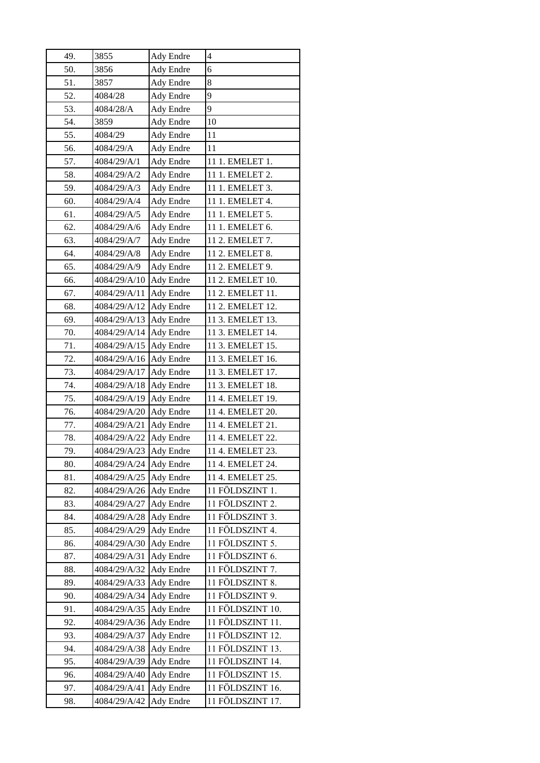| 49. | 3855 | Ady Endre | 4 |
|---|---|---|---|
| 50. | 3856 | Ady Endre | 6 |
| 51. | 3857 | Ady Endre | 8 |
| 52. | 4084/28 | Ady Endre | 9 |
| 53. | 4084/28/A | Ady Endre | 9 |
| 54. | 3859 | Ady Endre | 10 |
| 55. | 4084/29 | Ady Endre | 11 |
| 56. | 4084/29/A | Ady Endre | 11 |
| 57. | 4084/29/A/1 | Ady Endre | 11 1. EMELET 1. |
| 58. | 4084/29/A/2 | Ady Endre | 11 1. EMELET 2. |
| 59. | 4084/29/A/3 | Ady Endre | 11 1. EMELET 3. |
| 60. | 4084/29/A/4 | Ady Endre | 11 1. EMELET 4. |
| 61. | 4084/29/A/5 | Ady Endre | 11 1. EMELET 5. |
| 62. | 4084/29/A/6 | Ady Endre | 11 1. EMELET 6. |
| 63. | 4084/29/A/7 | Ady Endre | 11 2. EMELET 7. |
| 64. | 4084/29/A/8 | Ady Endre | 11 2. EMELET 8. |
| 65. | 4084/29/A/9 | Ady Endre | 11 2. EMELET 9. |
| 66. | 4084/29/A/10 | Ady Endre | 11 2. EMELET 10. |
| 67. | 4084/29/A/11 | Ady Endre | 11 2. EMELET 11. |
| 68. | 4084/29/A/12 | Ady Endre | 11 2. EMELET 12. |
| 69. | 4084/29/A/13 | Ady Endre | 11 3. EMELET 13. |
| 70. | 4084/29/A/14 | Ady Endre | 11 3. EMELET 14. |
| 71. | 4084/29/A/15 | Ady Endre | 11 3. EMELET 15. |
| 72. | 4084/29/A/16 | Ady Endre | 11 3. EMELET 16. |
| 73. | 4084/29/A/17 | Ady Endre | 11 3. EMELET 17. |
| 74. | 4084/29/A/18 | Ady Endre | 11 3. EMELET 18. |
| 75. | 4084/29/A/19 | Ady Endre | 11 4. EMELET 19. |
| 76. | 4084/29/A/20 | Ady Endre | 11 4. EMELET 20. |
| 77. | 4084/29/A/21 | Ady Endre | 11 4. EMELET 21. |
| 78. | 4084/29/A/22 | Ady Endre | 11 4. EMELET 22. |
| 79. | 4084/29/A/23 | Ady Endre | 11 4. EMELET 23. |
| 80. | 4084/29/A/24 | Ady Endre | 11 4. EMELET 24. |
| 81. | 4084/29/A/25 | Ady Endre | 11 4. EMELET 25. |
| 82. | 4084/29/A/26 | Ady Endre | 11 FÖLDSZINT 1. |
| 83. | 4084/29/A/27 | Ady Endre | 11 FÖLDSZINT 2. |
| 84. | 4084/29/A/28 | Ady Endre | 11 FÖLDSZINT 3. |
| 85. | 4084/29/A/29 | Ady Endre | 11 FÖLDSZINT 4. |
| 86. | 4084/29/A/30 | Ady Endre | 11 FÖLDSZINT 5. |
| 87. | 4084/29/A/31 | Ady Endre | 11 FÖLDSZINT 6. |
| 88. | 4084/29/A/32 | Ady Endre | 11 FÖLDSZINT 7. |
| 89. | 4084/29/A/33 | Ady Endre | 11 FÖLDSZINT 8. |
| 90. | 4084/29/A/34 | Ady Endre | 11 FÖLDSZINT 9. |
| 91. | 4084/29/A/35 | Ady Endre | 11 FÖLDSZINT 10. |
| 92. | 4084/29/A/36 | Ady Endre | 11 FÖLDSZINT 11. |
| 93. | 4084/29/A/37 | Ady Endre | 11 FÖLDSZINT 12. |
| 94. | 4084/29/A/38 | Ady Endre | 11 FÖLDSZINT 13. |
| 95. | 4084/29/A/39 | Ady Endre | 11 FÖLDSZINT 14. |
| 96. | 4084/29/A/40 | Ady Endre | 11 FÖLDSZINT 15. |
| 97. | 4084/29/A/41 | Ady Endre | 11 FÖLDSZINT 16. |
| 98. | 4084/29/A/42 | Ady Endre | 11 FÖLDSZINT 17. |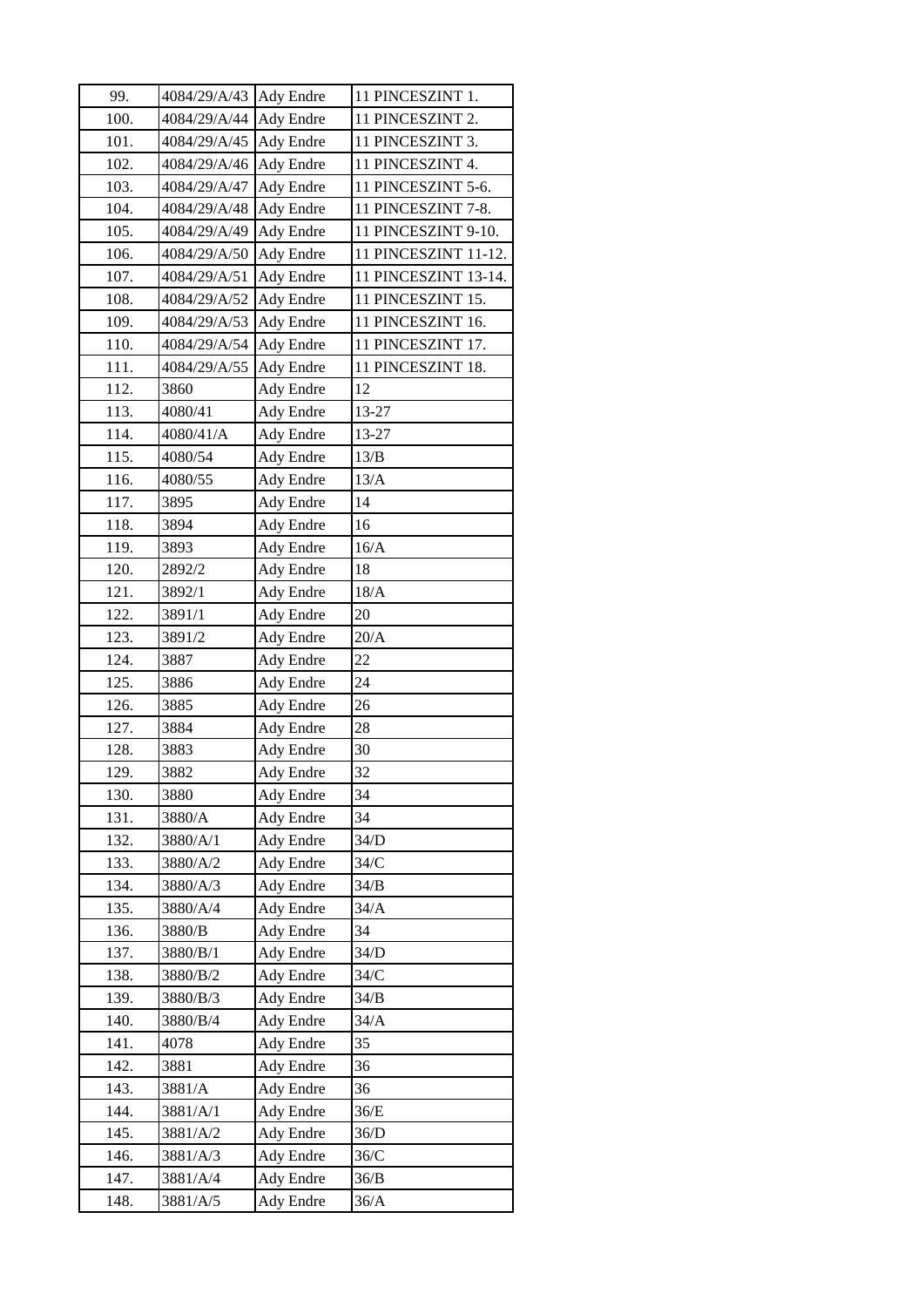| 99. | 4084/29/A/43 | Ady Endre | 11 PINCESZINT 1. |
|---|---|---|---|
| 100. | 4084/29/A/44 | Ady Endre | 11 PINCESZINT 2. |
| 101. | 4084/29/A/45 | Ady Endre | 11 PINCESZINT 3. |
| 102. | 4084/29/A/46 | Ady Endre | 11 PINCESZINT 4. |
| 103. | 4084/29/A/47 | Ady Endre | 11 PINCESZINT 5-6. |
| 104. | 4084/29/A/48 | Ady Endre | 11 PINCESZINT 7-8. |
| 105. | 4084/29/A/49 | Ady Endre | 11 PINCESZINT 9-10. |
| 106. | 4084/29/A/50 | Ady Endre | 11 PINCESZINT 11-12. |
| 107. | 4084/29/A/51 | Ady Endre | 11 PINCESZINT 13-14. |
| 108. | 4084/29/A/52 | Ady Endre | 11 PINCESZINT 15. |
| 109. | 4084/29/A/53 | Ady Endre | 11 PINCESZINT 16. |
| 110. | 4084/29/A/54 | Ady Endre | 11 PINCESZINT 17. |
| 111. | 4084/29/A/55 | Ady Endre | 11 PINCESZINT 18. |
| 112. | 3860 | Ady Endre | 12 |
| 113. | 4080/41 | Ady Endre | 13-27 |
| 114. | 4080/41/A | Ady Endre | 13-27 |
| 115. | 4080/54 | Ady Endre | 13/B |
| 116. | 4080/55 | Ady Endre | 13/A |
| 117. | 3895 | Ady Endre | 14 |
| 118. | 3894 | Ady Endre | 16 |
| 119. | 3893 | Ady Endre | 16/A |
| 120. | 2892/2 | Ady Endre | 18 |
| 121. | 3892/1 | Ady Endre | 18/A |
| 122. | 3891/1 | Ady Endre | 20 |
| 123. | 3891/2 | Ady Endre | 20/A |
| 124. | 3887 | Ady Endre | 22 |
| 125. | 3886 | Ady Endre | 24 |
| 126. | 3885 | Ady Endre | 26 |
| 127. | 3884 | Ady Endre | 28 |
| 128. | 3883 | Ady Endre | 30 |
| 129. | 3882 | Ady Endre | 32 |
| 130. | 3880 | Ady Endre | 34 |
| 131. | 3880/A | Ady Endre | 34 |
| 132. | 3880/A/1 | Ady Endre | 34/D |
| 133. | 3880/A/2 | Ady Endre | 34/C |
| 134. | 3880/A/3 | Ady Endre | 34/B |
| 135. | 3880/A/4 | Ady Endre | 34/A |
| 136. | 3880/B | Ady Endre | 34 |
| 137. | 3880/B/1 | Ady Endre | 34/D |
| 138. | 3880/B/2 | Ady Endre | 34/C |
| 139. | 3880/B/3 | Ady Endre | 34/B |
| 140. | 3880/B/4 | Ady Endre | 34/A |
| 141. | 4078 | Ady Endre | 35 |
| 142. | 3881 | Ady Endre | 36 |
| 143. | 3881/A | Ady Endre | 36 |
| 144. | 3881/A/1 | Ady Endre | 36/E |
| 145. | 3881/A/2 | Ady Endre | 36/D |
| 146. | 3881/A/3 | Ady Endre | 36/C |
| 147. | 3881/A/4 | Ady Endre | 36/B |
| 148. | 3881/A/5 | Ady Endre | 36/A |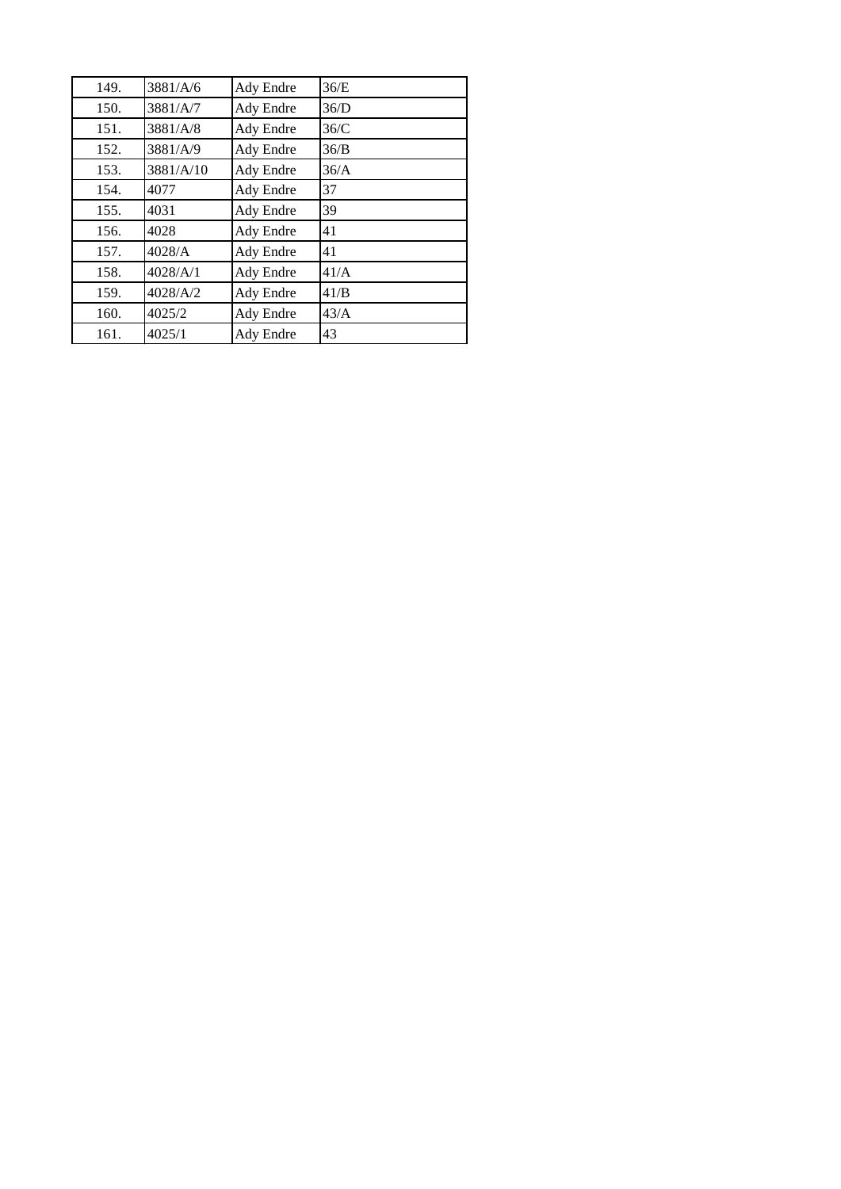| | | | |
|---|---|---|---|
| 149. | 3881/A/6 | Ady Endre | 36/E |
| 150. | 3881/A/7 | Ady Endre | 36/D |
| 151. | 3881/A/8 | Ady Endre | 36/C |
| 152. | 3881/A/9 | Ady Endre | 36/B |
| 153. | 3881/A/10 | Ady Endre | 36/A |
| 154. | 4077 | Ady Endre | 37 |
| 155. | 4031 | Ady Endre | 39 |
| 156. | 4028 | Ady Endre | 41 |
| 157. | 4028/A | Ady Endre | 41 |
| 158. | 4028/A/1 | Ady Endre | 41/A |
| 159. | 4028/A/2 | Ady Endre | 41/B |
| 160. | 4025/2 | Ady Endre | 43/A |
| 161. | 4025/1 | Ady Endre | 43 |